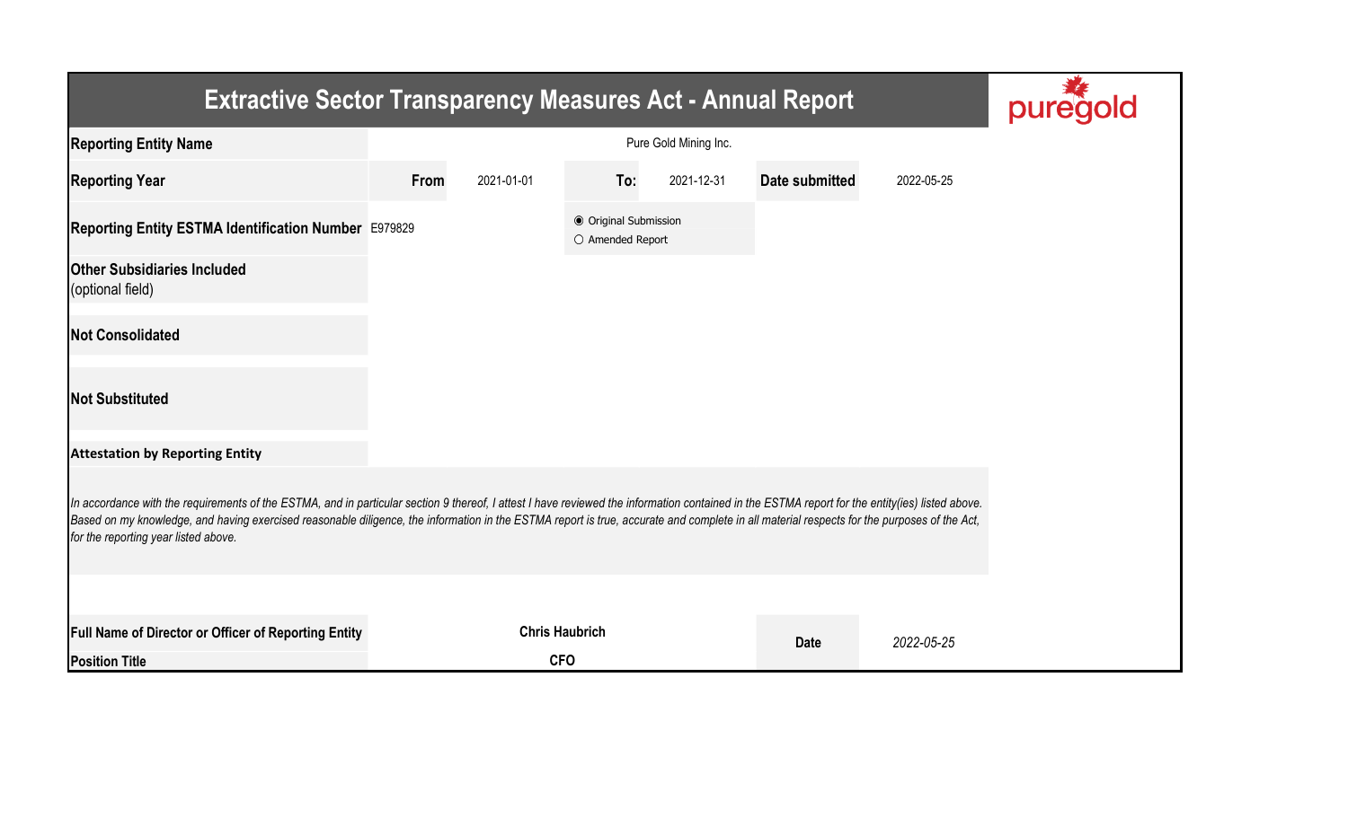# Extractive Sector Transparency Measures Act - Annual Report

puregold

| | | | | | | |
|---|---|---|---|---|---|---|
| **Reporting Entity Name** | Pure Gold Mining Inc. | | | | | |
| **Reporting Year** | **From** | 2021-01-01 | **To:** | 2021-12-31 | **Date submitted** | 2022-05-25 |
| **Reporting Entity ESTMA Identification Number** | E979829 | | ◉ Original Submission<br>○ Amended Report | | | |
| **Other Subsidiaries Included** (optional field) | | | | | | |
| **Not Consolidated** | | | | | | |
| **Not Substituted** | | | | | | |

**Attestation by Reporting Entity**

*In accordance with the requirements of the ESTMA, and in particular section 9 thereof, I attest I have reviewed the information contained in the ESTMA report for the entity(ies) listed above. Based on my knowledge, and having exercised reasonable diligence, the information in the ESTMA report is true, accurate and complete in all material respects for the purposes of the Act, for the reporting year listed above.*

| | | | |
|---|---|---|---|
| **Full Name of Director or Officer of Reporting Entity** | **Chris Haubrich** | **Date** | *2022-05-25* |
| **Position Title** | **CFO** | | |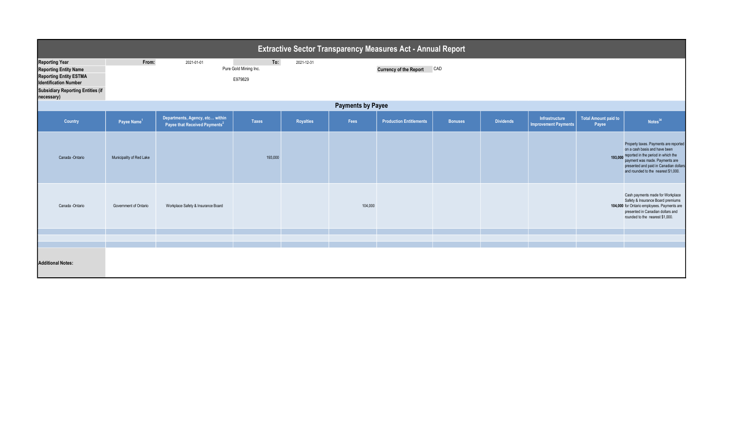# Extractive Sector Transparency Measures Act - Annual Report

| | | | | |
|---|---|---|---|---|
| **Reporting Year** | **From:** | 2021-01-01 | **To:** | 2021-12-31 |
| **Reporting Entity Name** | | Pure Gold Mining Inc. | **Currency of the Report** | CAD |
| **Reporting Entity ESTMA Identification Number** | | E979829 | | |
| **Subsidiary Reporting Entities (if necessary)** | | | | |

## Payments by Payee

| Country | Payee Name[1] | Departments, Agency, etc… within Payee that Received Payments[2] | Taxes | Royalties | Fees | Production Entitlements | Bonuses | Dividends | Infrastructure Improvement Payments | Total Amount paid to Payee | Notes[34] |
|---|---|---|---|---|---|---|---|---|---|---|---|
| Canada -Ontario | Municipality of Red Lake | | 193,000 | | | | | | | **193,000** | Property taxes. Payments are reported on a cash basis and have been reported in the period in which the payment was made. Payments are presented and paid in Canadian dollars and rounded to the nearest $1,000. |
| Canada -Ontario | Government of Ontario | Workplace Safety & Insurance Board | | | 104,000 | | | | | **104,000** | Cash payments made for Workplace Safety & Insurance Board premiums for Ontario employees. Payments are presented in Canadian dollars and rounded to the nearest $1,000. |
| | | | | | | | | | | | |
| | | | | | | | | | | | |
| | | | | | | | | | | | |

**Additional Notes:**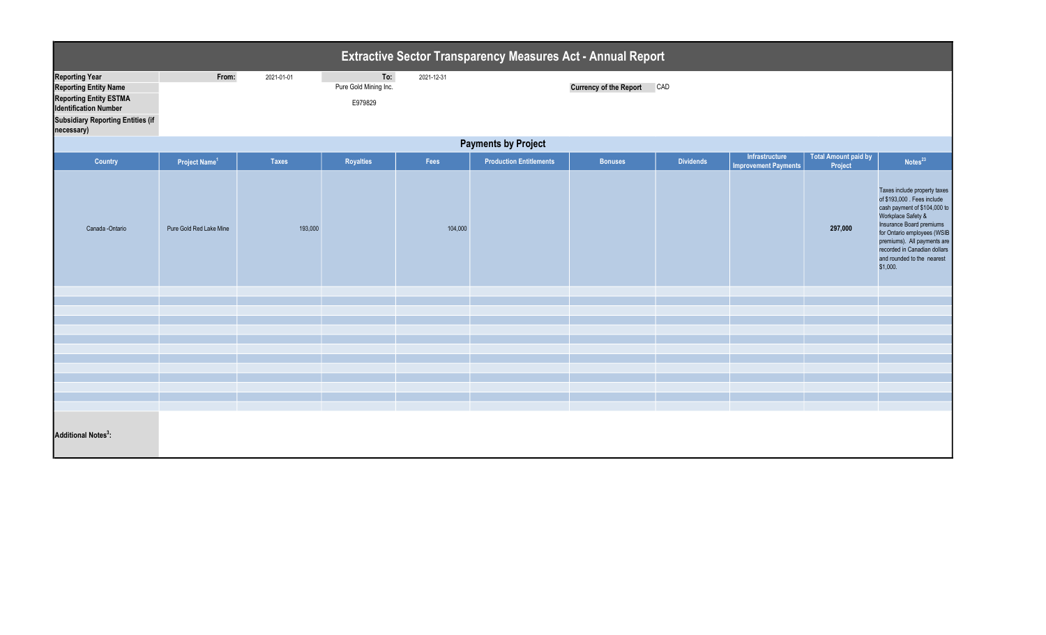# Extractive Sector Transparency Measures Act - Annual Report

| | | | | | |
|---|---|---|---|---|---|
| **Reporting Year** | From: | 2021-01-01 | To: | 2021-12-31 | |
| **Reporting Entity Name** | | Pure Gold Mining Inc. | | **Currency of the Report** | CAD |
| **Reporting Entity ESTMA Identification Number** | | E979829 | | | |
| **Subsidiary Reporting Entities (if necessary)** | | | | | |

## Payments by Project

| Country | Project Name[1] | Taxes | Royalties | Fees | Production Entitlements | Bonuses | Dividends | Infrastructure Improvement Payments | Total Amount paid by Project | Notes[23] |
|---|---|---|---|---|---|---|---|---|---|---|
| Canada -Ontario | Pure Gold Red Lake Mine | 193,000 | | 104,000 | | | | | **297,000** | Taxes include property taxes of $193,000 . Fees include cash payment of $104,000 to Workplace Safety & Insurance Board premiums for Ontario employees (WSIB premiums). All payments are recorded in Canadian dollars and rounded to the nearest $1,000. |

**Additional Notes[3]:**